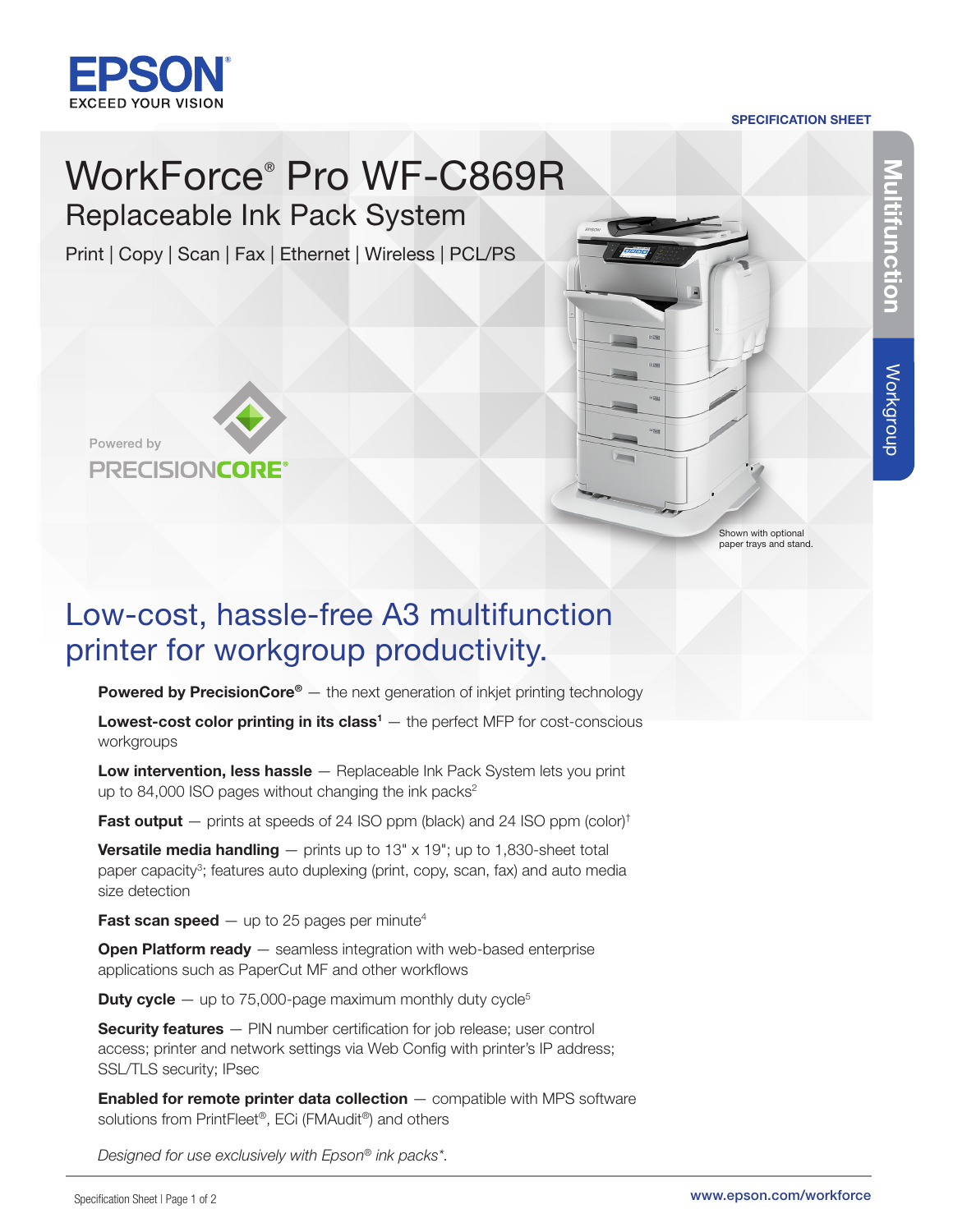EPSON
EXCEED YOUR VISION

SPECIFICATION SHEET

Multifunction | Workgroup

# WorkForce® Pro WF-C869R

## Replaceable Ink Pack System

Print | Copy | Scan | Fax | Ethernet | Wireless | PCL/PS

Powered by PRECISIONCORE®

Shown with optional paper trays and stand.

## Low-cost, hassle-free A3 multifunction printer for workgroup productivity.

**Powered by PrecisionCore®** — the next generation of inkjet printing technology

**Lowest-cost color printing in its class[1]** — the perfect MFP for cost-conscious workgroups

**Low intervention, less hassle** — Replaceable Ink Pack System lets you print up to 84,000 ISO pages without changing the ink packs[2]

**Fast output** — prints at speeds of 24 ISO ppm (black) and 24 ISO ppm (color)[†]

**Versatile media handling** — prints up to 13" x 19"; up to 1,830-sheet total paper capacity[3]; features auto duplexing (print, copy, scan, fax) and auto media size detection

**Fast scan speed** — up to 25 pages per minute[4]

**Open Platform ready** — seamless integration with web-based enterprise applications such as PaperCut MF and other workflows

**Duty cycle** — up to 75,000-page maximum monthly duty cycle[5]

**Security features** — PIN number certification for job release; user control access; printer and network settings via Web Config with printer's IP address; SSL/TLS security; IPsec

**Enabled for remote printer data collection** — compatible with MPS software solutions from PrintFleet®, ECi (FMAudit®) and others

*Designed for use exclusively with Epson® ink packs*.*

www.epson.com/workforce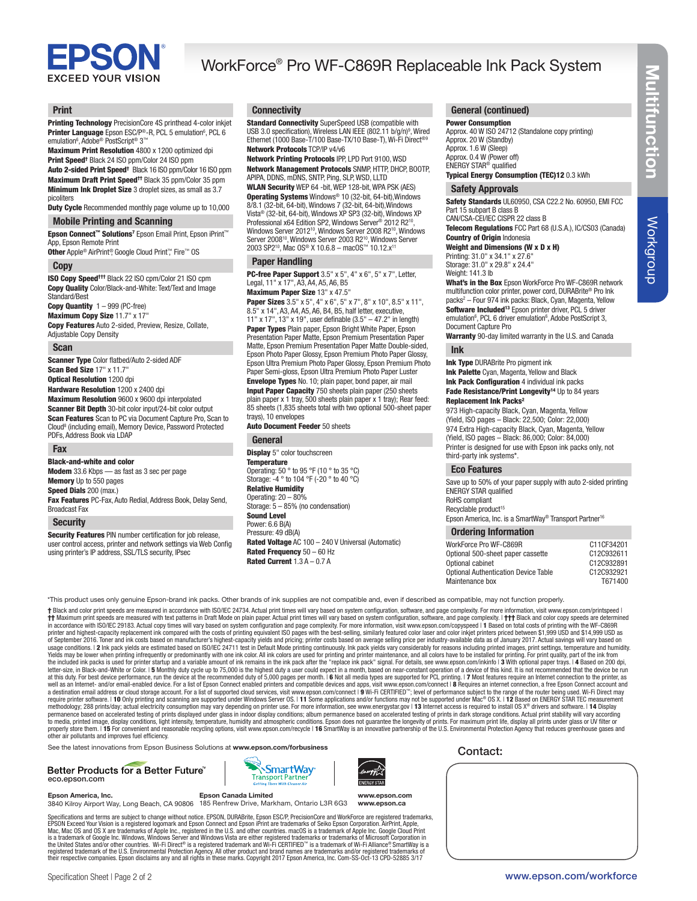# WorkForce® Pro WF-C869R Replaceable Ink Pack System

## Print

**Printing Technology** PrecisionCore 4S printhead 4-color inkjet
**Printer Language** Epson ESC/P®-R, PCL 5 emulation[6], PCL 6 emulation[6], Adobe® PostScript® 3™
**Maximum Print Resolution** 4800 x 1200 optimized dpi
**Print Speed†** Black 24 ISO ppm/Color 24 ISO ppm
**Auto 2-sided Print Speed†** Black 16 ISO ppm/Color 16 ISO ppm
**Maximum Draft Print Speed††** Black 35 ppm/Color 35 ppm
**Minimum Ink Droplet Size** 3 droplet sizes, as small as 3.7 picoliters
**Duty Cycle** Recommended monthly page volume up to 10,000

## Mobile Printing and Scanning

**Epson Connect™ Solutions[7]** Epson Email Print, Epson iPrint™ App, Epson Remote Print
**Other** Apple® AirPrint®, Google Cloud Print™, Fire™ OS

## Copy

**ISO Copy Speed†††** Black 22 ISO cpm/Color 21 ISO cpm
**Copy Quality** Color/Black-and-White: Text/Text and Image Standard/Best
**Copy Quantity** 1 – 999 (PC-free)
**Maximum Copy Size** 11.7" x 17"
**Copy Features** Auto 2-sided, Preview, Resize, Collate, Adjustable Copy Density

## Scan

**Scanner Type** Color flatbed/Auto 2-sided ADF
**Scan Bed Size** 17" x 11.7"
**Optical Resolution** 1200 dpi
**Hardware Resolution** 1200 x 2400 dpi
**Maximum Resolution** 9600 x 9600 dpi interpolated
**Scanner Bit Depth** 30-bit color input/24-bit color output
**Scan Features** Scan to PC via Document Capture Pro, Scan to Cloud[8] (including email), Memory Device, Password Protected PDFs, Address Book via LDAP

## Fax

**Black-and-white and color**
**Modem** 33.6 Kbps — as fast as 3 sec per page
**Memory** Up to 550 pages
**Speed Dials** 200 (max.)
**Fax Features** PC-Fax, Auto Redial, Address Book, Delay Send, Broadcast Fax

## Security

**Security Features** PIN number certification for job release, user control access, printer and network settings via Web Config using printer's IP address, SSL/TLS security, IPsec

## Connectivity

**Standard Connectivity** SuperSpeed USB (compatible with USB 3.0 specification), Wireless LAN IEEE (802.11 b/g/n)[9], Wired Ethernet (1000 Base-T/100 Base-TX/10 Base-T), Wi-Fi Direct®[9]
**Network Protocols** TCP/IP v4/v6
**Network Printing Protocols** IPP, LPD Port 9100, WSD
**Network Management Protocols** SNMP, HTTP, DHCP, BOOTP, APIPA, DDNS, mDNS, SNTP, Ping, SLP, WSD, LLTD
**WLAN Security** WEP 64 -bit, WEP 128-bit, WPA PSK (AES)
**Operating Systems** Windows® 10 (32-bit, 64-bit),Windows 8/8.1 (32-bit, 64-bit), Windows 7 (32-bit, 64-bit),Windows Vista® (32-bit, 64-bit), Windows XP SP3 (32-bit), Windows XP Professional x64 Edition SP2, Windows Server® 2012 R2[10], Windows Server 2012[10], Windows Server 2008 R2[10], Windows Server 2008[10], Windows Server 2003 R2[10], Windows Server 2003 SP2[10], Mac OS® X 10.6.8 – macOS™ 10.12.x[11]

## Paper Handling

**PC-free Paper Support** 3.5" x 5", 4" x 6", 5" x 7", Letter, Legal, 11" x 17", A3, A4, A5, A6, B5
**Maximum Paper Size** 13" x 47.5"
**Paper Sizes** 3.5" x 5", 4" x 6", 5" x 7", 8" x 10", 8.5" x 11", 8.5" x 14", A3, A4, A5, A6, B4, B5, half letter, executive, 11" x 17", 13" x 19", user definable (3.5" – 47.2" in length)
**Paper Types** Plain paper, Epson Bright White Paper, Epson Presentation Paper Matte, Epson Premium Presentation Paper Matte, Epson Premium Presentation Paper Matte Double-sided, Epson Photo Paper Glossy, Epson Premium Photo Paper Glossy, Epson Ultra Premium Photo Paper Glossy, Epson Premium Photo Paper Semi-gloss, Epson Ultra Premium Photo Paper Luster
**Envelope Types** No. 10; plain paper, bond paper, air mail
**Input Paper Capacity** 750 sheets plain paper (250 sheets plain paper x 1 tray, 500 sheets plain paper x 1 tray); Rear feed: 85 sheets (1,835 sheets total with two optional 500-sheet paper trays), 10 envelopes
**Auto Document Feeder** 50 sheets

## General

**Display** 5" color touchscreen
**Temperature**
Operating: 50 ° to 95 °F (10 ° to 35 °C)
Storage: -4 ° to 104 °F (-20 ° to 40 °C)
**Relative Humidity**
Operating: 20 – 80%
Storage: 5 – 85% (no condensation)
**Sound Level**
Power: 6.6 B(A)
Pressure: 49 dB(A)
**Rated Voltage** AC 100 – 240 V Universal (Automatic)
**Rated Frequency** 50 – 60 Hz
**Rated Current** 1.3 A – 0.7 A

## General (continued)

**Power Consumption**
Approx. 40 W ISO 24712 (Standalone copy printing)
Approx. 20 W (Standby)
Approx. 1.6 W (Sleep)
Approx. 0.4 W (Power off)
ENERGY STAR® qualified
**Typical Energy Consumption (TEC)12** 0.3 kWh

## Safety Approvals

**Safety Standards** UL60950, CSA C22.2 No. 60950, EMI FCC Part 15 subpart B class B
CAN/CSA-CEI/IEC CISPR 22 class B
**Telecom Regulations** FCC Part 68 (U.S.A.), IC/CS03 (Canada)
**Country of Origin** Indonesia
**Weight and Dimensions (W x D x H)**
Printing: 31.0" x 34.1" x 27.6"
Storage: 31.0" x 29.8" x 24.4"
Weight: 141.3 lb
**What's in the Box** Epson WorkForce Pro WF-C869R network multifunction color printer, power cord, DURABrite® Pro Ink packs[2] – Four 974 ink packs: Black, Cyan, Magenta, Yellow
**Software Included[13]** Epson printer driver, PCL 5 driver emulation[6], PCL 6 driver emulation[6], Adobe PostScript 3, Document Capture Pro
**Warranty** 90-day limited warranty in the U.S. and Canada

## Ink

**Ink Type** DURABrite Pro pigment ink
**Ink Palette** Cyan, Magenta, Yellow and Black
**Ink Pack Configuration** 4 individual ink packs
**Fade Resistance/Print Longevity[14]** Up to 84 years
**Replacement Ink Packs[2]**
973 High-capacity Black, Cyan, Magenta, Yellow
(Yield, ISO pages – Black: 22,500; Color: 22,000)
974 Extra High-capacity Black, Cyan, Magenta, Yellow
(Yield, ISO pages – Black: 86,000; Color: 84,000)
Printer is designed for use with Epson ink packs only, not third-party ink systems*.

## Eco Features

Save up to 50% of your paper supply with auto 2-sided printing
ENERGY STAR qualified
RoHS compliant
Recyclable product[15]
Epson America, Inc. is a SmartWay® Transport Partner[16]

## Ordering Information

| | |
|---|---|
| WorkForce Pro WF-C869R | C11CF34201 |
| Optional 500-sheet paper cassette | C12C932611 |
| Optional cabinet | C12C932891 |
| Optional Authentication Device Table | C12C932921 |
| Maintenance box | T671400 |

*This product uses only genuine Epson-brand ink packs. Other brands of ink supplies are not compatible and, even if described as compatible, may not function properly.

† Black and color print speeds are measured in accordance with ISO/IEC 24734. Actual print times will vary based on system configuration, software, and page complexity. For more information, visit www.epson.com/printspeed | †† Maximum print speeds are measured with text patterns in Draft Mode on plain paper. Actual print times will vary based on system configuration, software, and page complexity. | ††† Black and color copy speeds are determined in accordance with ISO/IEC 29183. Actual copy times will vary based on system configuration and page complexity. For more information, visit www.epson.com/copyspeed | **1** Based on total costs of printing with the WF-C869R printer and highest-capacity replacement ink compared with the costs of printing equivalent ISO pages with the best-selling, similarly featured color laser and color inkjet printers priced between $1,999 USD and $14,999 USD as of September 2016. Toner and ink costs based on manufacturer's highest-capacity yields and pricing; printer costs based on average selling price per industry-available data as of January 2017. Actual savings will vary based on usage conditions. | **2** Ink pack yields are estimated based on ISO/IEC 24711 test in Default Mode printing continuously. Ink pack yields vary considerably for reasons including printed images, print settings, temperature and humidity. Yields may be lower when printing infrequently or predominantly with one ink color. All ink colors are used for printing and printer maintenance, and all colors have to be installed for printing. For print quality, part of the ink from the included ink packs is used for printer startup and a variable amount of ink remains in the ink pack after the "replace ink pack" signal. For details, see www.epson.com/inkinfo | **3** With optional paper trays. | **4** Based on 200 pil, letter-size, in Black-and-White or Color. | **5** Monthly duty cycle up to 75,000 is the highest duty a user could expect in a month, based on near-constant operation of a device of this kind. It is not recommended that the device be run at this duty. For best device performance, run the device at the recommended duty of 5,000 pages per month. | **6** Not all media types are supported for PCL printing. | **7** Most features require an Internet connection to the printer, as well as an Internet- and/or email-enabled device. For a list of Epson Connect enabled printers and compatible devices and apps, visit www.epson.com/connect | **8** Requires an internet connection, a free Epson Connect account and a destination email address or cloud storage account. For a list of supported cloud services, visit www.epson.com/connect | **9** Wi-Fi CERTIFIED™; level of performance subject to the range of the router being used. Wi-Fi Direct may require printer software. | **10** Only printing and scanning are supported under Windows Server OS. | **11** Some applications and/or functions may not be supported under Mac® OS X. | **12** Based on ENERGY STAR TEC measurement methodology; 288 prints/day; actual electricity consumption may vary depending on printer use. For more information, see www.energystar.gov | **13** Internet access is required to install OS X® drivers and software. | **14** Display permanence based on accelerated testing of prints displayed under glass in indoor display conditions; album permanence based on accelerated testing of prints in dark storage conditions. Actual print stability will vary according to media, printed image, display conditions, light intensity, temperature, humidity and atmospheric conditions. Epson does not guarantee the longevity of prints. For maximum print life, display all prints under glass or UV filter or properly store them. | **15** For convenient and reasonable recycling options, visit www.epson.com/recycle | **16** SmartWay is an innovative partnership of the U.S. Environmental Protection Agency that reduces greenhouse gases and other air pollutants and improves fuel efficiency.

See the latest innovations from Epson Business Solutions at **www.epson.com/forbusiness**

Better Products for a Better Future™
eco.epson.com

Contact:

**Epson America, Inc.**
3840 Kilroy Airport Way, Long Beach, CA 90806

**Epson Canada Limited**
185 Renfrew Drive, Markham, Ontario L3R 6G3

**www.epson.com**
**www.epson.ca**

Specifications and terms are subject to change without notice. EPSON, DURABrite, Epson ESC/P, PrecisionCore and WorkForce are registered trademarks, EPSON Exceed Your Vision is a registered logomark and Epson Connect and Epson iPrint are trademarks of Seiko Epson Corporation. AirPrint, Apple, Mac, Mac OS and OS X are trademarks of Apple Inc., registered in the U.S. and other countries. macOS is a trademark of Apple Inc. Google Cloud Print is a trademark of Google Inc. Windows, Windows Server and Windows Vista are either registered trademarks or trademarks of Microsoft Corporation in the United States and/or other countries. Wi-Fi Direct® is a registered trademark and Wi-Fi CERTIFIED™ is a trademark of Wi-Fi Alliance® SmartWay is a registered trademark of the U.S. Environmental Protection Agency. All other product and brand names are trademarks and/or registered trademarks of their respective companies. Epson disclaims any and all rights in these marks. Copyright 2017 Epson America, Inc. Com-SS-Oct-13 CPD-52885 3/17